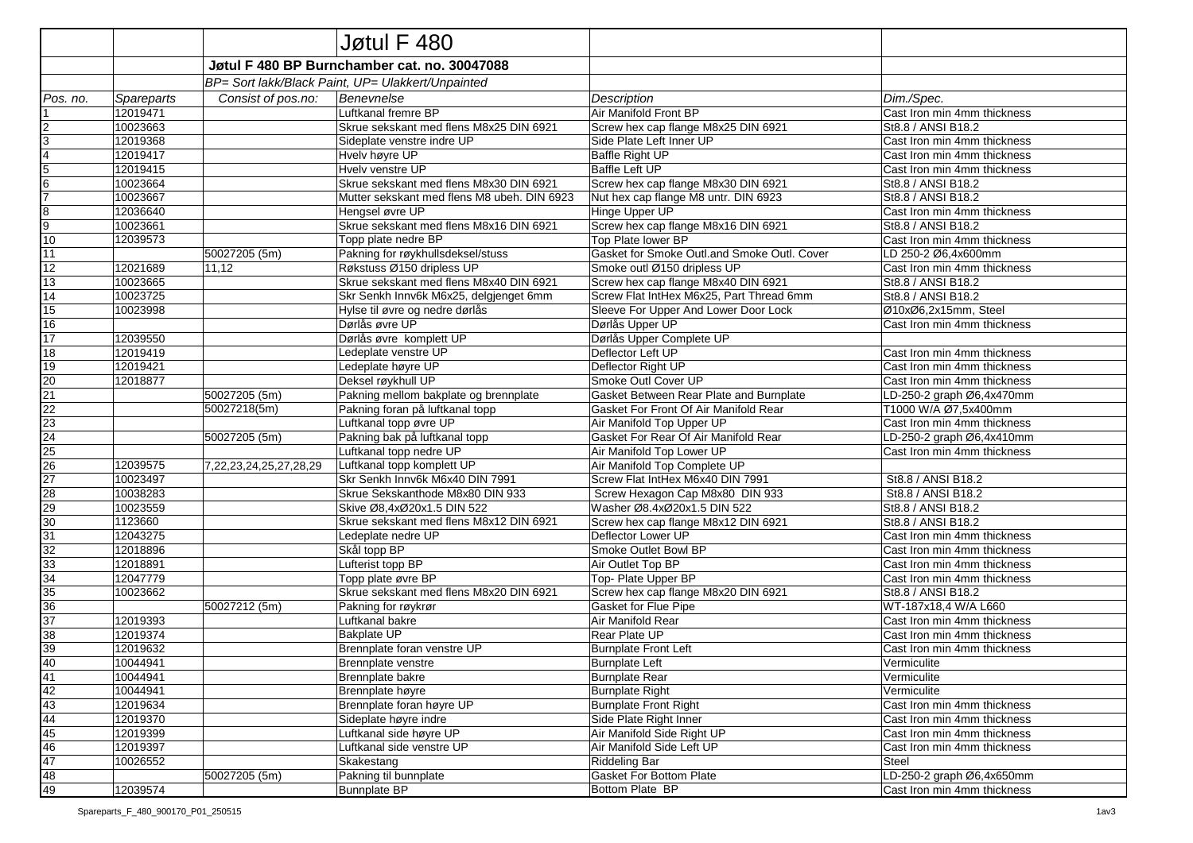# Jøtul F 480

## Jøtul F 480 BP Burnchamber cat. no. 30047088

*BP= Sort lakk/Black Paint, UP= Ulakkert/Unpainted*

| *Pos. no.* | *Spareparts* | *Consist of pos.no:* | *Benevnelse* | *Description* | *Dim./Spec.* |
|---|---|---|---|---|---|
| 1 | 12019471 | | Luftkanal fremre BP | Air Manifold Front BP | Cast Iron min 4mm thickness |
| 2 | 10023663 | | Skrue sekskant med flens M8x25 DIN 6921 | Screw hex cap flange M8x25 DIN 6921 | St8.8 / ANSI B18.2 |
| 3 | 12019368 | | Sideplate venstre indre UP | Side Plate Left Inner UP | Cast Iron min 4mm thickness |
| 4 | 12019417 | | Hvelv høyre UP | Baffle Right UP | Cast Iron min 4mm thickness |
| 5 | 12019415 | | Hvelv venstre UP | Baffle Left UP | Cast Iron min 4mm thickness |
| 6 | 10023664 | | Skrue sekskant med flens M8x30 DIN 6921 | Screw hex cap flange M8x30 DIN 6921 | St8.8 / ANSI B18.2 |
| 7 | 10023667 | | Mutter sekskant med flens M8 ubeh. DIN 6923 | Nut hex cap flange M8 untr. DIN 6923 | St8.8 / ANSI B18.2 |
| 8 | 12036640 | | Hengsel øvre UP | Hinge Upper UP | Cast Iron min 4mm thickness |
| 9 | 10023661 | | Skrue sekskant med flens M8x16 DIN 6921 | Screw hex cap flange M8x16 DIN 6921 | St8.8 / ANSI B18.2 |
| 10 | 12039573 | | Topp plate nedre BP | Top Plate lower BP | Cast Iron min 4mm thickness |
| 11 | | 50027205 (5m) | Pakning for røykhullsdeksel/stuss | Gasket for Smoke Outl.and Smoke Outl. Cover | LD 250-2 Ø6,4x600mm |
| 12 | 12021689 | 11,12 | Røkstuss Ø150 dripless UP | Smoke outl Ø150 dripless UP | Cast Iron min 4mm thickness |
| 13 | 10023665 | | Skrue sekskant med flens M8x40 DIN 6921 | Screw hex cap flange M8x40 DIN 6921 | St8.8 / ANSI B18.2 |
| 14 | 10023725 | | Skr Senkh Innv6k M6x25, delgjenget 6mm | Screw Flat IntHex M6x25, Part Thread 6mm | St8.8 / ANSI B18.2 |
| 15 | 10023998 | | Hylse til øvre og nedre dørlås | Sleeve For Upper And Lower Door Lock | Ø10xØ6,2x15mm, Steel |
| 16 | | | Dørlås øvre UP | Dørlås Upper UP | Cast Iron min 4mm thickness |
| 17 | 12039550 | | Dørlås øvre  komplett UP | Dørlås Upper Complete UP | |
| 18 | 12019419 | | Ledeplate venstre UP | Deflector Left UP | Cast Iron min 4mm thickness |
| 19 | 12019421 | | Ledeplate høyre UP | Deflector Right UP | Cast Iron min 4mm thickness |
| 20 | 12018877 | | Deksel røykhull UP | Smoke Outl Cover UP | Cast Iron min 4mm thickness |
| 21 | | 50027205 (5m) | Pakning mellom bakplate og brennplate | Gasket Between Rear Plate and Burnplate | LD-250-2 graph Ø6,4x470mm |
| 22 | | 50027218(5m) | Pakning foran på luftkanal topp | Gasket For Front Of Air Manifold Rear | T1000 W/A Ø7,5x400mm |
| 23 | | | Luftkanal topp øvre UP | Air Manifold Top Upper UP | Cast Iron min 4mm thickness |
| 24 | | 50027205 (5m) | Pakning bak på luftkanal topp | Gasket For Rear Of Air Manifold Rear | LD-250-2 graph Ø6,4x410mm |
| 25 | | | Luftkanal topp nedre UP | Air Manifold Top Lower UP | Cast Iron min 4mm thickness |
| 26 | 12039575 | 7,22,23,24,25,27,28,29 | Luftkanal topp komplett UP | Air Manifold Top Complete UP | |
| 27 | 10023497 | | Skr Senkh Innv6k M6x40 DIN 7991 | Screw Flat IntHex M6x40 DIN 7991 | St8.8 / ANSI B18.2 |
| 28 | 10038283 | | Skrue Sekskanthode M8x80 DIN 933 | Screw Hexagon Cap M8x80  DIN 933 | St8.8 / ANSI B18.2 |
| 29 | 10023559 | | Skive Ø8,4xØ20x1.5 DIN 522 | Washer Ø8.4xØ20x1.5 DIN 522 | St8.8 / ANSI B18.2 |
| 30 | 1123660 | | Skrue sekskant med flens M8x12 DIN 6921 | Screw hex cap flange M8x12 DIN 6921 | St8.8 / ANSI B18.2 |
| 31 | 12043275 | | Ledeplate nedre UP | Deflector Lower UP | Cast Iron min 4mm thickness |
| 32 | 12018896 | | Skål topp BP | Smoke Outlet Bowl BP | Cast Iron min 4mm thickness |
| 33 | 12018891 | | Lufterist topp BP | Air Outlet Top BP | Cast Iron min 4mm thickness |
| 34 | 12047779 | | Topp plate øvre BP | Top- Plate Upper BP | Cast Iron min 4mm thickness |
| 35 | 10023662 | | Skrue sekskant med flens M8x20 DIN 6921 | Screw hex cap flange M8x20 DIN 6921 | St8.8 / ANSI B18.2 |
| 36 | | 50027212 (5m) | Pakning for røykrør | Gasket for Flue Pipe | WT-187x18,4 W/A L660 |
| 37 | 12019393 | | Luftkanal bakre | Air Manifold Rear | Cast Iron min 4mm thickness |
| 38 | 12019374 | | Bakplate UP | Rear Plate UP | Cast Iron min 4mm thickness |
| 39 | 12019632 | | Brennplate foran venstre UP | Burnplate Front Left | Cast Iron min 4mm thickness |
| 40 | 10044941 | | Brennplate venstre | Burnplate Left | Vermiculite |
| 41 | 10044941 | | Brennplate bakre | Burnplate Rear | Vermiculite |
| 42 | 10044941 | | Brennplate høyre | Burnplate Right | Vermiculite |
| 43 | 12019634 | | Brennplate foran høyre UP | Burnplate Front Right | Cast Iron min 4mm thickness |
| 44 | 12019370 | | Sideplate høyre indre | Side Plate Right Inner | Cast Iron min 4mm thickness |
| 45 | 12019399 | | Luftkanal side høyre UP | Air Manifold Side Right UP | Cast Iron min 4mm thickness |
| 46 | 12019397 | | Luftkanal side venstre UP | Air Manifold Side Left UP | Cast Iron min 4mm thickness |
| 47 | 10026552 | | Skakestang | Riddeling Bar | Steel |
| 48 | | 50027205 (5m) | Pakning til bunnplate | Gasket For Bottom Plate | LD-250-2 graph Ø6,4x650mm |
| 49 | 12039574 | | Bunnplate BP | Bottom Plate  BP | Cast Iron min 4mm thickness |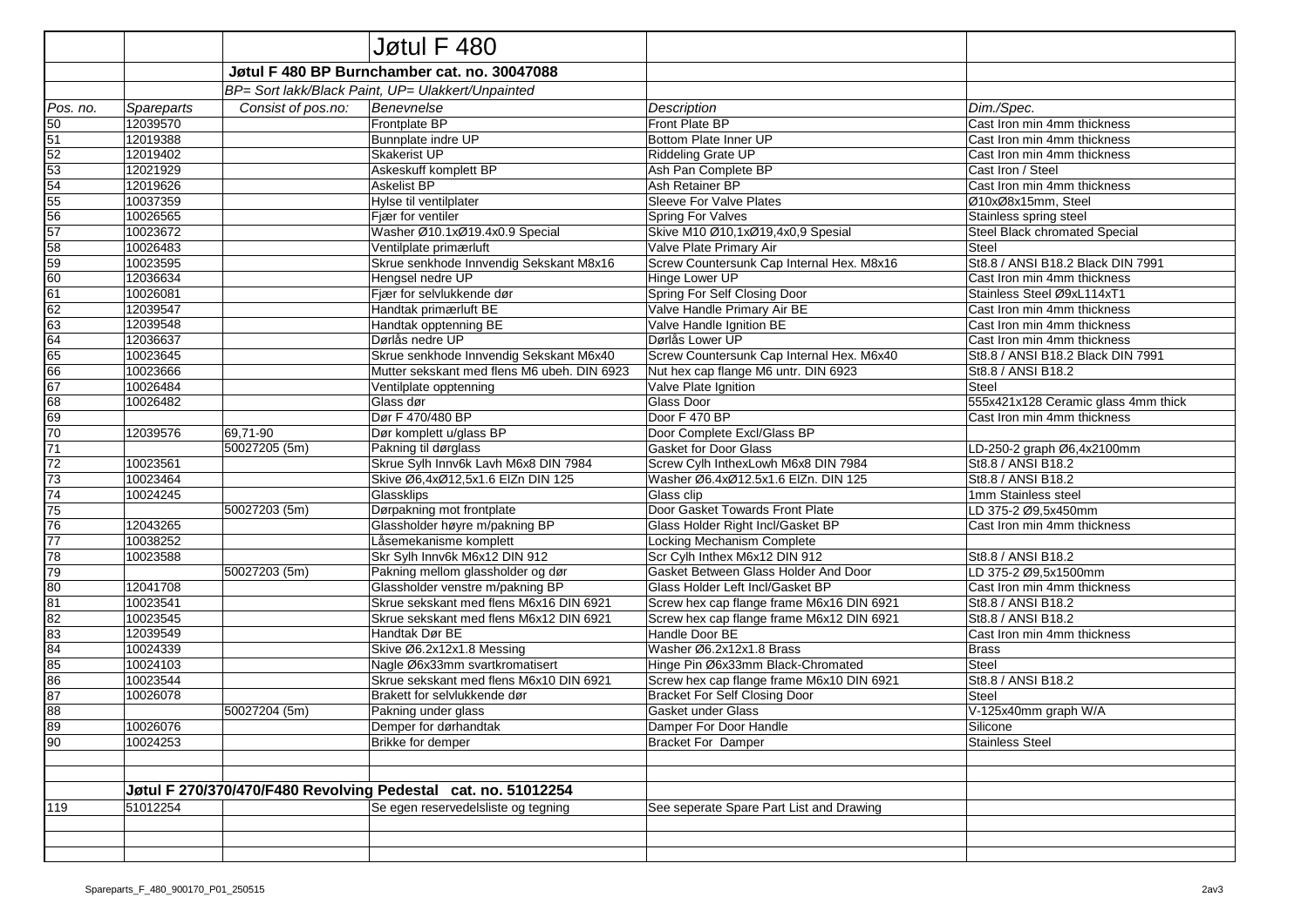# Jøtul F 480

## Jøtul F 480 BP Burnchamber cat. no. 30047088

*BP= Sort lakk/Black Paint, UP= Ulakkert/Unpainted*

| *Pos. no.* | *Spareparts* | *Consist of pos.no:* | *Benevnelse* | *Description* | *Dim./Spec.* |
|---|---|---|---|---|---|
| 50 | 12039570 | | Frontplate BP | Front Plate BP | Cast Iron min 4mm thickness |
| 51 | 12019388 | | Bunnplate indre UP | Bottom Plate Inner UP | Cast Iron min 4mm thickness |
| 52 | 12019402 | | Skakerist UP | Riddeling Grate UP | Cast Iron min 4mm thickness |
| 53 | 12021929 | | Askeskuff komplett BP | Ash Pan Complete BP | Cast Iron / Steel |
| 54 | 12019626 | | Askelist BP | Ash Retainer BP | Cast Iron min 4mm thickness |
| 55 | 10037359 | | Hylse til ventilplater | Sleeve For Valve Plates | Ø10xØ8x15mm, Steel |
| 56 | 10026565 | | Fjær for ventiler | Spring For Valves | Stainless spring steel |
| 57 | 10023672 | | Washer Ø10.1xØ19.4x0.9 Special | Skive M10 Ø10,1xØ19,4x0,9 Spesial | Steel Black chromated Special |
| 58 | 10026483 | | Ventilplate primærluft | Valve Plate Primary Air | Steel |
| 59 | 10023595 | | Skrue senkhode Innvendig Sekskant M8x16 | Screw Countersunk Cap Internal Hex. M8x16 | St8.8 / ANSI B18.2 Black DIN 7991 |
| 60 | 12036634 | | Hengsel nedre UP | Hinge Lower UP | Cast Iron min 4mm thickness |
| 61 | 10026081 | | Fjær for selvlukkende dør | Spring For Self Closing Door | Stainless Steel Ø9xL114xT1 |
| 62 | 12039547 | | Handtak primærluft BE | Valve Handle Primary Air BE | Cast Iron min 4mm thickness |
| 63 | 12039548 | | Handtak opptenning BE | Valve Handle Ignition BE | Cast Iron min 4mm thickness |
| 64 | 12036637 | | Dørlås nedre UP | Dørlås Lower UP | Cast Iron min 4mm thickness |
| 65 | 10023645 | | Skrue senkhode Innvendig Sekskant M6x40 | Screw Countersunk Cap Internal Hex. M6x40 | St8.8 / ANSI B18.2 Black DIN 7991 |
| 66 | 10023666 | | Mutter sekskant med flens M6 ubeh. DIN 6923 | Nut hex cap flange M6 untr. DIN 6923 | St8.8 / ANSI B18.2 |
| 67 | 10026484 | | Ventilplate opptenning | Valve Plate Ignition | Steel |
| 68 | 10026482 | | Glass dør | Glass Door | 555x421x128 Ceramic glass 4mm thick |
| 69 | | | Dør F 470/480 BP | Door F 470 BP | Cast Iron min 4mm thickness |
| 70 | 12039576 | 69,71-90 | Dør komplett u/glass BP | Door Complete Excl/Glass BP | |
| 71 | | 50027205 (5m) | Pakning til dørglass | Gasket for Door Glass | LD-250-2 graph Ø6,4x2100mm |
| 72 | 10023561 | | Skrue Sylh Innv6k Lavh M6x8 DIN 7984 | Screw Cylh InthexLowh M6x8 DIN 7984 | St8.8 / ANSI B18.2 |
| 73 | 10023464 | | Skive Ø6,4xØ12,5x1.6 ElZn DIN 125 | Washer Ø6.4xØ12.5x1.6 ElZn. DIN 125 | St8.8 / ANSI B18.2 |
| 74 | 10024245 | | Glassklips | Glass clip | 1mm Stainless steel |
| 75 | | 50027203 (5m) | Dørpakning mot frontplate | Door Gasket Towards Front Plate | LD 375-2 Ø9,5x450mm |
| 76 | 12043265 | | Glassholder høyre m/pakning BP | Glass Holder Right Incl/Gasket BP | Cast Iron min 4mm thickness |
| 77 | 10038252 | | Låsemekanisme komplett | Locking Mechanism Complete | |
| 78 | 10023588 | | Skr Sylh Innv6k M6x12 DIN 912 | Scr Cylh Inthex M6x12 DIN 912 | St8.8 / ANSI B18.2 |
| 79 | | 50027203 (5m) | Pakning mellom glassholder og dør | Gasket Between Glass Holder And Door | LD 375-2 Ø9,5x1500mm |
| 80 | 12041708 | | Glassholder venstre m/pakning BP | Glass Holder Left Incl/Gasket BP | Cast Iron min 4mm thickness |
| 81 | 10023541 | | Skrue sekskant med flens M6x16 DIN 6921 | Screw hex cap flange frame M6x16 DIN 6921 | St8.8 / ANSI B18.2 |
| 82 | 10023545 | | Skrue sekskant med flens M6x12 DIN 6921 | Screw hex cap flange frame M6x12 DIN 6921 | St8.8 / ANSI B18.2 |
| 83 | 12039549 | | Handtak Dør BE | Handle Door BE | Cast Iron min 4mm thickness |
| 84 | 10024339 | | Skive Ø6.2x12x1.8 Messing | Washer Ø6.2x12x1.8 Brass | Brass |
| 85 | 10024103 | | Nagle Ø6x33mm svartkromatisert | Hinge Pin Ø6x33mm Black-Chromated | Steel |
| 86 | 10023544 | | Skrue sekskant med flens M6x10 DIN 6921 | Screw hex cap flange frame M6x10 DIN 6921 | St8.8 / ANSI B18.2 |
| 87 | 10026078 | | Brakett for selvlukkende dør | Bracket For Self Closing Door | Steel |
| 88 | | 50027204 (5m) | Pakning under glass | Gasket under Glass | V-125x40mm graph W/A |
| 89 | 10026076 | | Demper for dørhandtak | Damper For Door Handle | Silicone |
| 90 | 10024253 | | Brikke for demper | Bracket For Damper | Stainless Steel |

## Jøtul F 270/370/470/F480 Revolving Pedestal cat. no. 51012254

| *Pos. no.* | *Spareparts* | *Consist of pos.no:* | *Benevnelse* | *Description* | *Dim./Spec.* |
|---|---|---|---|---|---|
| 119 | 51012254 | | Se egen reservedelsliste og tegning | See seperate Spare Part List and Drawing | |

Spareparts_F_480_900170_P01_250515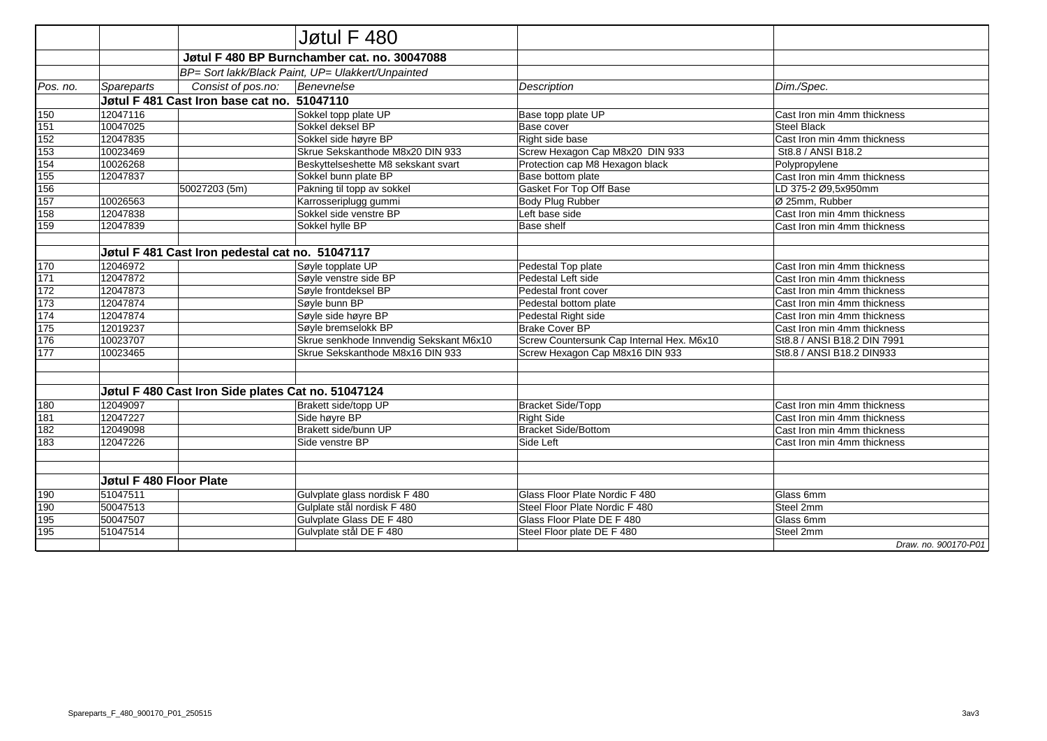| | | | Jøtul F 480 | | |
|---|---|---|---|---|---|
| | | **Jøtul F 480 BP Burnchamber cat. no. 30047088** | | | |
| | | *BP= Sort lakk/Black Paint, UP= Ulakkert/Unpainted* | | | |
| *Pos. no.* | *Spareparts* | *Consist of pos.no:* | *Benevnelse* | *Description* | *Dim./Spec.* |
| | **Jøtul F 481 Cast Iron base cat no. 51047110** | | | | |
| 150 | 12047116 | | Sokkel topp plate UP | Base topp plate UP | Cast Iron min 4mm thickness |
| 151 | 10047025 | | Sokkel deksel BP | Base cover | Steel Black |
| 152 | 12047835 | | Sokkel side høyre BP | Right side base | Cast Iron min 4mm thickness |
| 153 | 10023469 | | Skrue Sekskanthode M8x20 DIN 933 | Screw Hexagon Cap M8x20 DIN 933 | St8.8 / ANSI B18.2 |
| 154 | 10026268 | | Beskyttelseshette M8 sekskant svart | Protection cap M8 Hexagon black | Polypropylene |
| 155 | 12047837 | | Sokkel bunn plate BP | Base bottom plate | Cast Iron min 4mm thickness |
| 156 | | 50027203 (5m) | Pakning til topp av sokkel | Gasket For Top Off Base | LD 375-2 Ø9,5x950mm |
| 157 | 10026563 | | Karrosseriplugg gummi | Body Plug Rubber | Ø 25mm, Rubber |
| 158 | 12047838 | | Sokkel side venstre BP | Left base side | Cast Iron min 4mm thickness |
| 159 | 12047839 | | Sokkel hylle BP | Base shelf | Cast Iron min 4mm thickness |
| | | | | | |
| | **Jøtul F 481 Cast Iron pedestal cat no. 51047117** | | | | |
| 170 | 12046972 | | Søyle topplate UP | Pedestal Top plate | Cast Iron min 4mm thickness |
| 171 | 12047872 | | Søyle venstre side BP | Pedestal Left side | Cast Iron min 4mm thickness |
| 172 | 12047873 | | Søyle frontdeksel BP | Pedestal front cover | Cast Iron min 4mm thickness |
| 173 | 12047874 | | Søyle bunn BP | Pedestal bottom plate | Cast Iron min 4mm thickness |
| 174 | 12047874 | | Søyle side høyre BP | Pedestal Right side | Cast Iron min 4mm thickness |
| 175 | 12019237 | | Søyle bremselokk BP | Brake Cover BP | Cast Iron min 4mm thickness |
| 176 | 10023707 | | Skrue senkhode Innvendig Sekskant M6x10 | Screw Countersunk Cap Internal Hex. M6x10 | St8.8 / ANSI B18.2 DIN 7991 |
| 177 | 10023465 | | Skrue Sekskanthode M8x16 DIN 933 | Screw Hexagon Cap M8x16 DIN 933 | St8.8 / ANSI B18.2 DIN933 |
| | | | | | |
| | | | | | |
| | **Jøtul F 480 Cast Iron Side plates Cat no. 51047124** | | | | |
| 180 | 12049097 | | Brakett side/topp UP | Bracket Side/Topp | Cast Iron min 4mm thickness |
| 181 | 12047227 | | Side høyre BP | Right Side | Cast Iron min 4mm thickness |
| 182 | 12049098 | | Brakett side/bunn UP | Bracket Side/Bottom | Cast Iron min 4mm thickness |
| 183 | 12047226 | | Side venstre BP | Side Left | Cast Iron min 4mm thickness |
| | | | | | |
| | | | | | |
| | **Jøtul F 480 Floor Plate** | | | | |
| 190 | 51047511 | | Gulvplate glass nordisk F 480 | Glass Floor Plate Nordic F 480 | Glass 6mm |
| 190 | 50047513 | | Gulplate stål nordisk F 480 | Steel Floor Plate Nordic F 480 | Steel 2mm |
| 195 | 50047507 | | Gulvplate Glass DE F 480 | Glass Floor Plate DE F 480 | Glass 6mm |
| 195 | 51047514 | | Gulvplate stål DE F 480 | Steel Floor plate DE F 480 | Steel 2mm |
| | | | | | *Draw. no. 900170-P01* |

Spareparts_F_480_900170_P01_250515